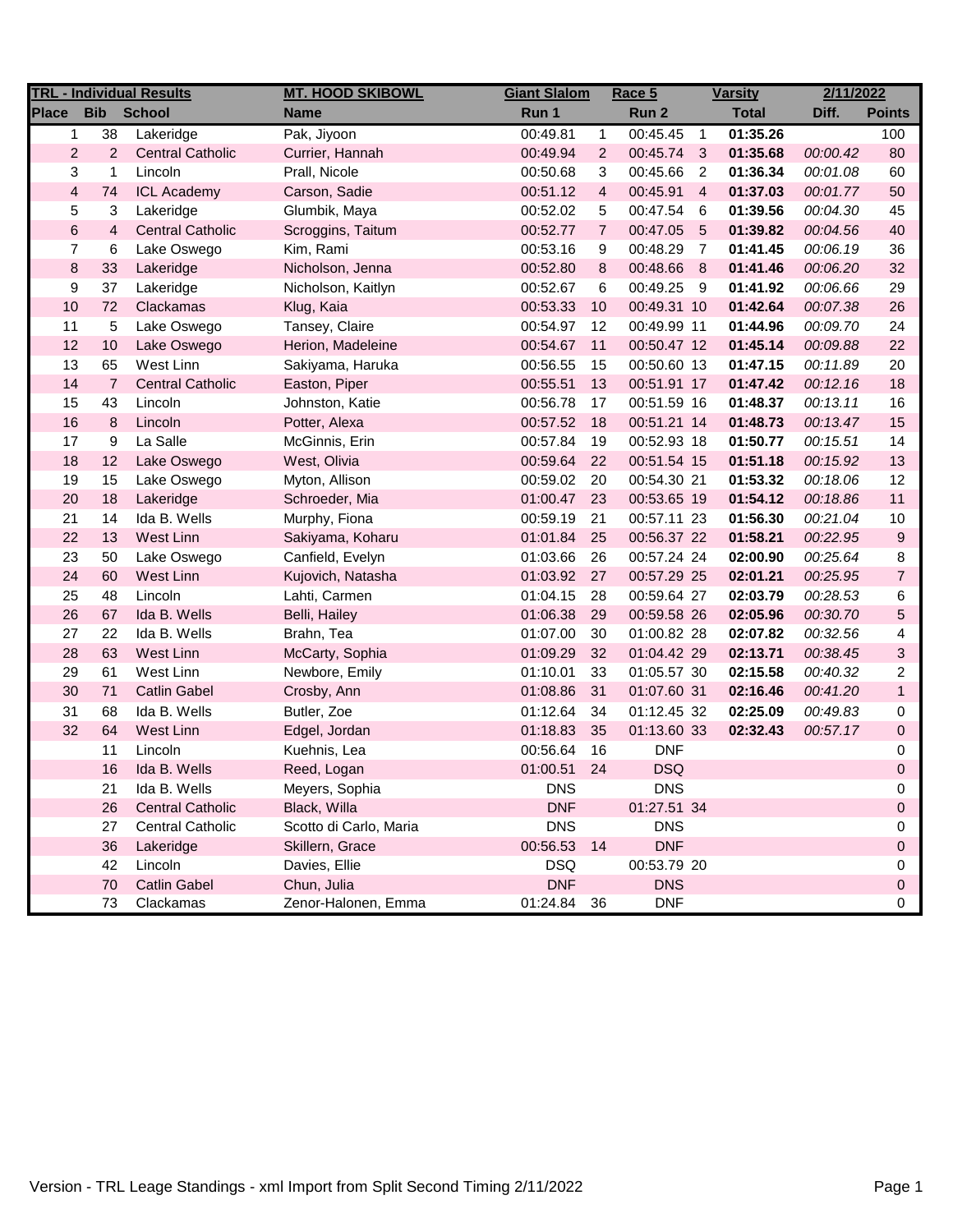| TRL - Individual Results | | | MT. HOOD SKIBOWL | Giant Slalom | | Race 5 | | Varsity | 2/11/2022 | |
|---|---|---|---|---|---|---|---|---|---|---|
| Place | Bib | School | Name | Run 1 | | Run 2 | | Total | Diff. | Points |
| 1 | 38 | Lakeridge | Pak, Jiyoon | 00:49.81 | 1 | 00:45.45 | 1 | **01:35.26** | | 100 |
| 2 | 2 | Central Catholic | Currier, Hannah | 00:49.94 | 2 | 00:45.74 | 3 | **01:35.68** | *00:00.42* | 80 |
| 3 | 1 | Lincoln | Prall, Nicole | 00:50.68 | 3 | 00:45.66 | 2 | **01:36.34** | *00:01.08* | 60 |
| 4 | 74 | ICL Academy | Carson, Sadie | 00:51.12 | 4 | 00:45.91 | 4 | **01:37.03** | *00:01.77* | 50 |
| 5 | 3 | Lakeridge | Glumbik, Maya | 00:52.02 | 5 | 00:47.54 | 6 | **01:39.56** | *00:04.30* | 45 |
| 6 | 4 | Central Catholic | Scroggins, Taitum | 00:52.77 | 7 | 00:47.05 | 5 | **01:39.82** | *00:04.56* | 40 |
| 7 | 6 | Lake Oswego | Kim, Rami | 00:53.16 | 9 | 00:48.29 | 7 | **01:41.45** | *00:06.19* | 36 |
| 8 | 33 | Lakeridge | Nicholson, Jenna | 00:52.80 | 8 | 00:48.66 | 8 | **01:41.46** | *00:06.20* | 32 |
| 9 | 37 | Lakeridge | Nicholson, Kaitlyn | 00:52.67 | 6 | 00:49.25 | 9 | **01:41.92** | *00:06.66* | 29 |
| 10 | 72 | Clackamas | Klug, Kaia | 00:53.33 | 10 | 00:49.31 | 10 | **01:42.64** | *00:07.38* | 26 |
| 11 | 5 | Lake Oswego | Tansey, Claire | 00:54.97 | 12 | 00:49.99 | 11 | **01:44.96** | *00:09.70* | 24 |
| 12 | 10 | Lake Oswego | Herion, Madeleine | 00:54.67 | 11 | 00:50.47 | 12 | **01:45.14** | *00:09.88* | 22 |
| 13 | 65 | West Linn | Sakiyama, Haruka | 00:56.55 | 15 | 00:50.60 | 13 | **01:47.15** | *00:11.89* | 20 |
| 14 | 7 | Central Catholic | Easton, Piper | 00:55.51 | 13 | 00:51.91 | 17 | **01:47.42** | *00:12.16* | 18 |
| 15 | 43 | Lincoln | Johnston, Katie | 00:56.78 | 17 | 00:51.59 | 16 | **01:48.37** | *00:13.11* | 16 |
| 16 | 8 | Lincoln | Potter, Alexa | 00:57.52 | 18 | 00:51.21 | 14 | **01:48.73** | *00:13.47* | 15 |
| 17 | 9 | La Salle | McGinnis, Erin | 00:57.84 | 19 | 00:52.93 | 18 | **01:50.77** | *00:15.51* | 14 |
| 18 | 12 | Lake Oswego | West, Olivia | 00:59.64 | 22 | 00:51.54 | 15 | **01:51.18** | *00:15.92* | 13 |
| 19 | 15 | Lake Oswego | Myton, Allison | 00:59.02 | 20 | 00:54.30 | 21 | **01:53.32** | *00:18.06* | 12 |
| 20 | 18 | Lakeridge | Schroeder, Mia | 01:00.47 | 23 | 00:53.65 | 19 | **01:54.12** | *00:18.86* | 11 |
| 21 | 14 | Ida B. Wells | Murphy, Fiona | 00:59.19 | 21 | 00:57.11 | 23 | **01:56.30** | *00:21.04* | 10 |
| 22 | 13 | West Linn | Sakiyama, Koharu | 01:01.84 | 25 | 00:56.37 | 22 | **01:58.21** | *00:22.95* | 9 |
| 23 | 50 | Lake Oswego | Canfield, Evelyn | 01:03.66 | 26 | 00:57.24 | 24 | **02:00.90** | *00:25.64* | 8 |
| 24 | 60 | West Linn | Kujovich, Natasha | 01:03.92 | 27 | 00:57.29 | 25 | **02:01.21** | *00:25.95* | 7 |
| 25 | 48 | Lincoln | Lahti, Carmen | 01:04.15 | 28 | 00:59.64 | 27 | **02:03.79** | *00:28.53* | 6 |
| 26 | 67 | Ida B. Wells | Belli, Hailey | 01:06.38 | 29 | 00:59.58 | 26 | **02:05.96** | *00:30.70* | 5 |
| 27 | 22 | Ida B. Wells | Brahn, Tea | 01:07.00 | 30 | 01:00.82 | 28 | **02:07.82** | *00:32.56* | 4 |
| 28 | 63 | West Linn | McCarty, Sophia | 01:09.29 | 32 | 01:04.42 | 29 | **02:13.71** | *00:38.45* | 3 |
| 29 | 61 | West Linn | Newbore, Emily | 01:10.01 | 33 | 01:05.57 | 30 | **02:15.58** | *00:40.32* | 2 |
| 30 | 71 | Catlin Gabel | Crosby, Ann | 01:08.86 | 31 | 01:07.60 | 31 | **02:16.46** | *00:41.20* | 1 |
| 31 | 68 | Ida B. Wells | Butler, Zoe | 01:12.64 | 34 | 01:12.45 | 32 | **02:25.09** | *00:49.83* | 0 |
| 32 | 64 | West Linn | Edgel, Jordan | 01:18.83 | 35 | 01:13.60 | 33 | **02:32.43** | *00:57.17* | 0 |
| | 11 | Lincoln | Kuehnis, Lea | 00:56.64 | 16 | DNF | | | | 0 |
| | 16 | Ida B. Wells | Reed, Logan | 01:00.51 | 24 | DSQ | | | | 0 |
| | 21 | Ida B. Wells | Meyers, Sophia | DNS | | DNS | | | | 0 |
| | 26 | Central Catholic | Black, Willa | DNF | | 01:27.51 | 34 | | | 0 |
| | 27 | Central Catholic | Scotto di Carlo, Maria | DNS | | DNS | | | | 0 |
| | 36 | Lakeridge | Skillern, Grace | 00:56.53 | 14 | DNF | | | | 0 |
| | 42 | Lincoln | Davies, Ellie | DSQ | | 00:53.79 | 20 | | | 0 |
| | 70 | Catlin Gabel | Chun, Julia | DNF | | DNS | | | | 0 |
| | 73 | Clackamas | Zenor-Halonen, Emma | 01:24.84 | 36 | DNF | | | | 0 |

Version - TRL Leage Standings - xml Import from Split Second Timing 2/11/2022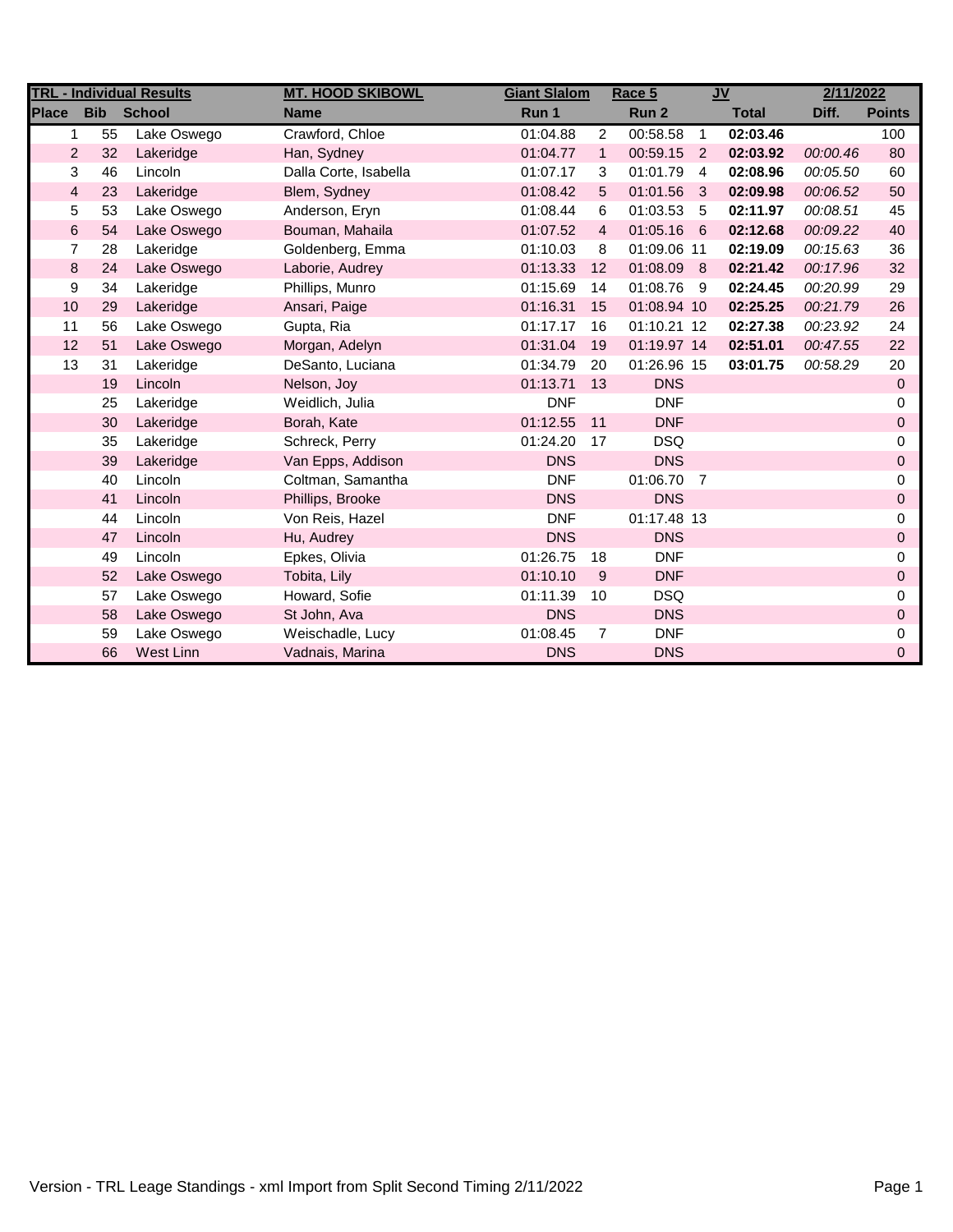| TRL - Individual Results | | | MT. HOOD SKIBOWL | Giant Slalom | | Race 5 | | JV | 2/11/2022 | |
|---|---|---|---|---|---|---|---|---|---|---|
| **Place** | **Bib** | **School** | **Name** | **Run 1** | | **Run 2** | | **Total** | **Diff.** | **Points** |
| 1 | 55 | Lake Oswego | Crawford, Chloe | 01:04.88 | 2 | 00:58.58 | 1 | **02:03.46** | | 100 |
| 2 | 32 | Lakeridge | Han, Sydney | 01:04.77 | 1 | 00:59.15 | 2 | **02:03.92** | *00:00.46* | 80 |
| 3 | 46 | Lincoln | Dalla Corte, Isabella | 01:07.17 | 3 | 01:01.79 | 4 | **02:08.96** | *00:05.50* | 60 |
| 4 | 23 | Lakeridge | Blem, Sydney | 01:08.42 | 5 | 01:01.56 | 3 | **02:09.98** | *00:06.52* | 50 |
| 5 | 53 | Lake Oswego | Anderson, Eryn | 01:08.44 | 6 | 01:03.53 | 5 | **02:11.97** | *00:08.51* | 45 |
| 6 | 54 | Lake Oswego | Bouman, Mahaila | 01:07.52 | 4 | 01:05.16 | 6 | **02:12.68** | *00:09.22* | 40 |
| 7 | 28 | Lakeridge | Goldenberg, Emma | 01:10.03 | 8 | 01:09.06 | 11 | **02:19.09** | *00:15.63* | 36 |
| 8 | 24 | Lake Oswego | Laborie, Audrey | 01:13.33 | 12 | 01:08.09 | 8 | **02:21.42** | *00:17.96* | 32 |
| 9 | 34 | Lakeridge | Phillips, Munro | 01:15.69 | 14 | 01:08.76 | 9 | **02:24.45** | *00:20.99* | 29 |
| 10 | 29 | Lakeridge | Ansari, Paige | 01:16.31 | 15 | 01:08.94 | 10 | **02:25.25** | *00:21.79* | 26 |
| 11 | 56 | Lake Oswego | Gupta, Ria | 01:17.17 | 16 | 01:10.21 | 12 | **02:27.38** | *00:23.92* | 24 |
| 12 | 51 | Lake Oswego | Morgan, Adelyn | 01:31.04 | 19 | 01:19.97 | 14 | **02:51.01** | *00:47.55* | 22 |
| 13 | 31 | Lakeridge | DeSanto, Luciana | 01:34.79 | 20 | 01:26.96 | 15 | **03:01.75** | *00:58.29* | 20 |
| | 19 | Lincoln | Nelson, Joy | 01:13.71 | 13 | DNS | | | | 0 |
| | 25 | Lakeridge | Weidlich, Julia | DNF | | DNF | | | | 0 |
| | 30 | Lakeridge | Borah, Kate | 01:12.55 | 11 | DNF | | | | 0 |
| | 35 | Lakeridge | Schreck, Perry | 01:24.20 | 17 | DSQ | | | | 0 |
| | 39 | Lakeridge | Van Epps, Addison | DNS | | DNS | | | | 0 |
| | 40 | Lincoln | Coltman, Samantha | DNF | | 01:06.70 | 7 | | | 0 |
| | 41 | Lincoln | Phillips, Brooke | DNS | | DNS | | | | 0 |
| | 44 | Lincoln | Von Reis, Hazel | DNF | | 01:17.48 | 13 | | | 0 |
| | 47 | Lincoln | Hu, Audrey | DNS | | DNS | | | | 0 |
| | 49 | Lincoln | Epkes, Olivia | 01:26.75 | 18 | DNF | | | | 0 |
| | 52 | Lake Oswego | Tobita, Lily | 01:10.10 | 9 | DNF | | | | 0 |
| | 57 | Lake Oswego | Howard, Sofie | 01:11.39 | 10 | DSQ | | | | 0 |
| | 58 | Lake Oswego | St John, Ava | DNS | | DNS | | | | 0 |
| | 59 | Lake Oswego | Weischadle, Lucy | 01:08.45 | 7 | DNF | | | | 0 |
| | 66 | West Linn | Vadnais, Marina | DNS | | DNS | | | | 0 |

Version - TRL Leage Standings - xml Import from Split Second Timing 2/11/2022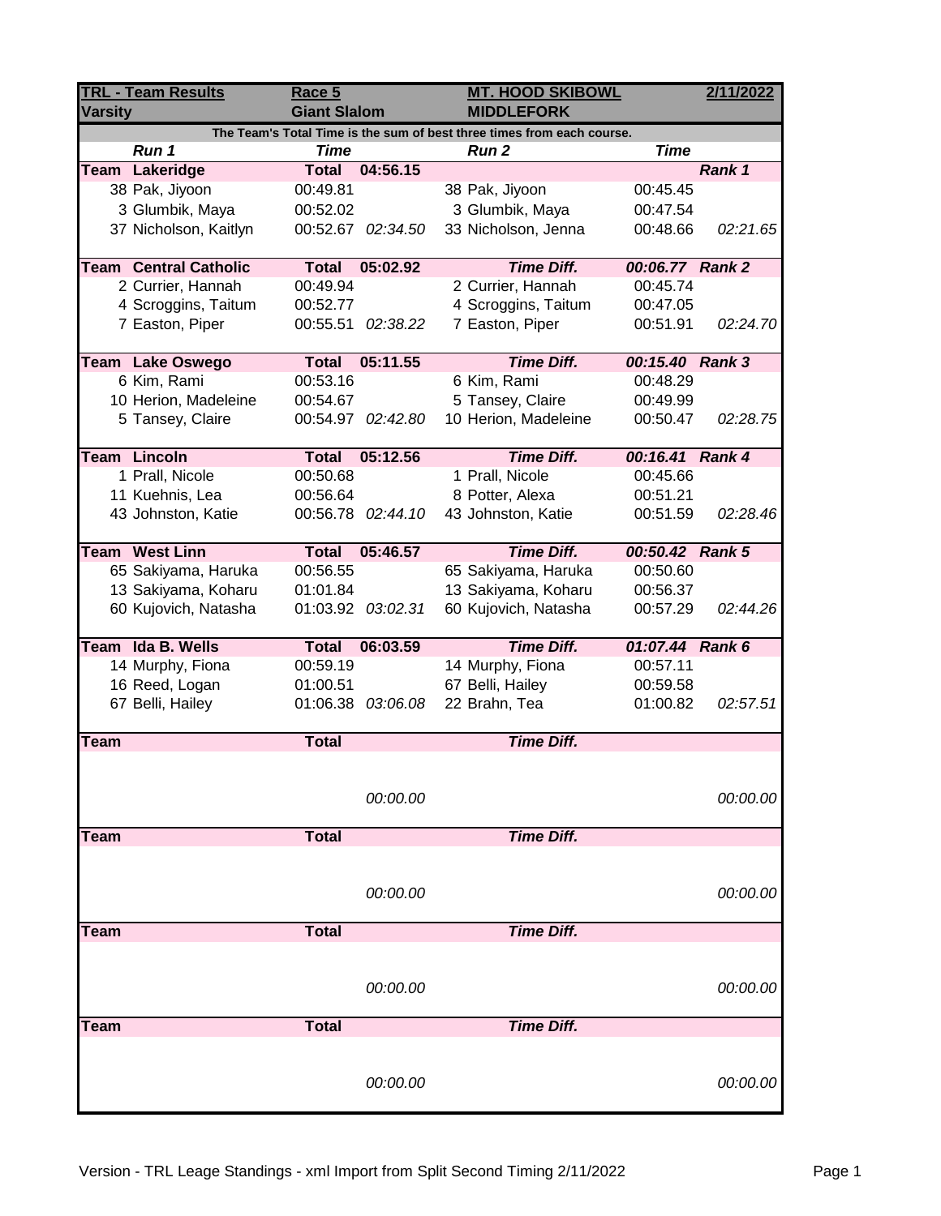| TRL - Team Results | Race 5 | | MT. HOOD SKIBOWL | | 2/11/2022 |
|---|---|---|---|---|---|
| **Varsity** | **Giant Slalom** | | **MIDDLEFORK** | | |

The Team's Total Time is the sum of best three times from each course.

| Run 1 | Time | | Run 2 | Time | |
|---|---|---|---|---|---|
| **Team Lakeridge** | **Total** | **04:56.15** | | | ***Rank 1*** |
| 38 Pak, Jiyoon | 00:49.81 | | 38 Pak, Jiyoon | 00:45.45 | |
| 3 Glumbik, Maya | 00:52.02 | | 3 Glumbik, Maya | 00:47.54 | |
| 37 Nicholson, Kaitlyn | 00:52.67 | *02:34.50* | 33 Nicholson, Jenna | 00:48.66 | *02:21.65* |
| **Team Central Catholic** | **Total** | **05:02.92** | ***Time Diff.*** | ***00:06.77*** | ***Rank 2*** |
| 2 Currier, Hannah | 00:49.94 | | 2 Currier, Hannah | 00:45.74 | |
| 4 Scroggins, Taitum | 00:52.77 | | 4 Scroggins, Taitum | 00:47.05 | |
| 7 Easton, Piper | 00:55.51 | *02:38.22* | 7 Easton, Piper | 00:51.91 | *02:24.70* |
| **Team Lake Oswego** | **Total** | **05:11.55** | ***Time Diff.*** | ***00:15.40*** | ***Rank 3*** |
| 6 Kim, Rami | 00:53.16 | | 6 Kim, Rami | 00:48.29 | |
| 10 Herion, Madeleine | 00:54.67 | | 5 Tansey, Claire | 00:49.99 | |
| 5 Tansey, Claire | 00:54.97 | *02:42.80* | 10 Herion, Madeleine | 00:50.47 | *02:28.75* |
| **Team Lincoln** | **Total** | **05:12.56** | ***Time Diff.*** | ***00:16.41*** | ***Rank 4*** |
| 1 Prall, Nicole | 00:50.68 | | 1 Prall, Nicole | 00:45.66 | |
| 11 Kuehnis, Lea | 00:56.64 | | 8 Potter, Alexa | 00:51.21 | |
| 43 Johnston, Katie | 00:56.78 | *02:44.10* | 43 Johnston, Katie | 00:51.59 | *02:28.46* |
| **Team West Linn** | **Total** | **05:46.57** | ***Time Diff.*** | ***00:50.42*** | ***Rank 5*** |
| 65 Sakiyama, Haruka | 00:56.55 | | 65 Sakiyama, Haruka | 00:50.60 | |
| 13 Sakiyama, Koharu | 01:01.84 | | 13 Sakiyama, Koharu | 00:56.37 | |
| 60 Kujovich, Natasha | 01:03.92 | *03:02.31* | 60 Kujovich, Natasha | 00:57.29 | *02:44.26* |
| **Team Ida B. Wells** | **Total** | **06:03.59** | ***Time Diff.*** | ***01:07.44*** | ***Rank 6*** |
| 14 Murphy, Fiona | 00:59.19 | | 14 Murphy, Fiona | 00:57.11 | |
| 16 Reed, Logan | 01:00.51 | | 67 Belli, Hailey | 00:59.58 | |
| 67 Belli, Hailey | 01:06.38 | *03:06.08* | 22 Brahn, Tea | 01:00.82 | *02:57.51* |
| **Team** | **Total** | | ***Time Diff.*** | | |
| | | *00:00.00* | | | *00:00.00* |
| **Team** | **Total** | | ***Time Diff.*** | | |
| | | *00:00.00* | | | *00:00.00* |
| **Team** | **Total** | | ***Time Diff.*** | | |
| | | *00:00.00* | | | *00:00.00* |
| **Team** | **Total** | | ***Time Diff.*** | | |
| | | *00:00.00* | | | *00:00.00* |

Version - TRL Leage Standings - xml Import from Split Second Timing 2/11/2022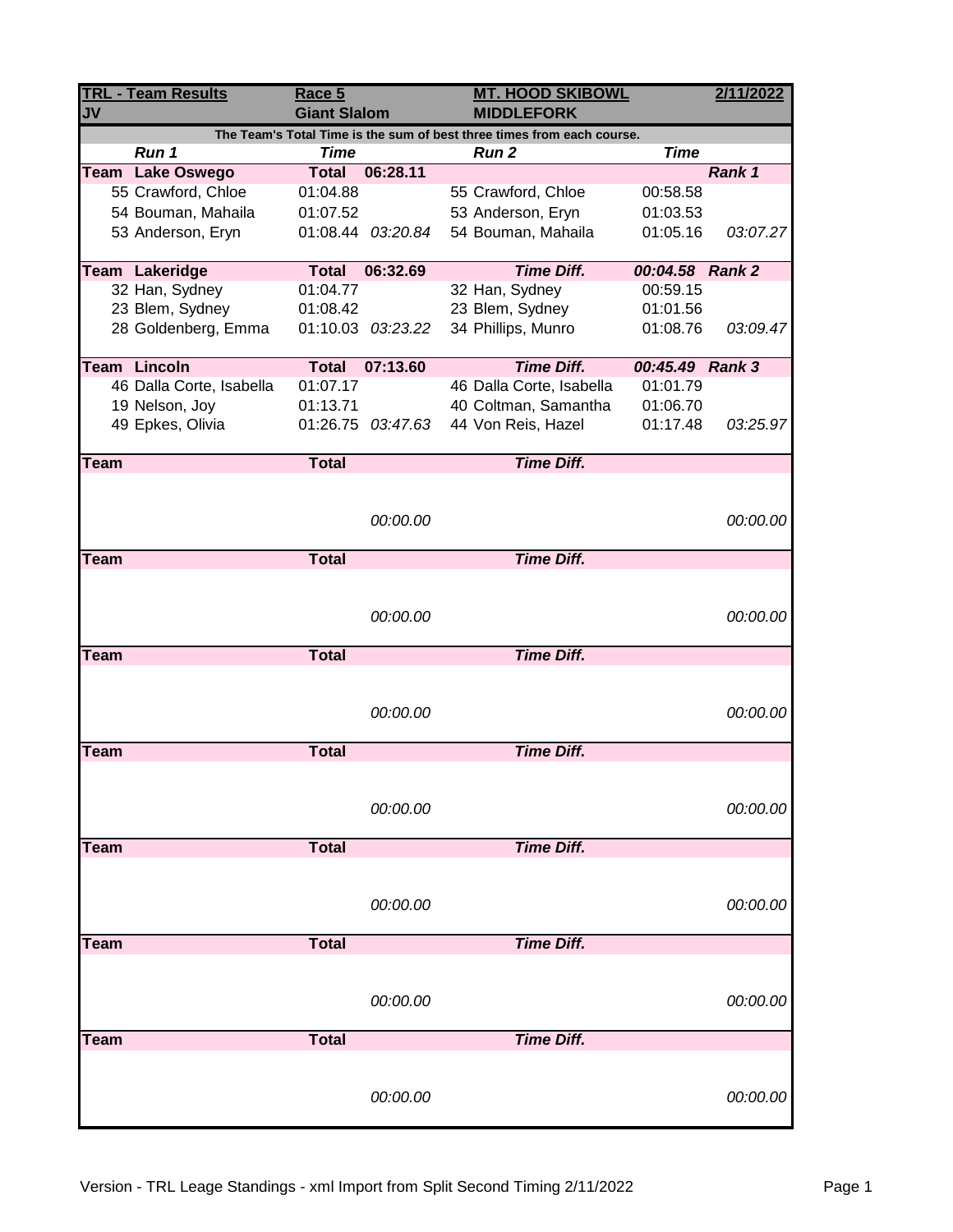| TRL - Team Results | Race 5 | | MT. HOOD SKIBOWL | | 2/11/2022 |
|---|---|---|---|---|---|
| JV | Giant Slalom | | MIDDLEFORK | | |
| The Team's Total Time is the sum of best three times from each course. | | | | | |
| Run 1 | Time | | Run 2 | Time | |
| **Team Lake Oswego** | **Total** | **06:28.11** | | | ***Rank 1*** |
| 55 Crawford, Chloe | 01:04.88 | | 55 Crawford, Chloe | 00:58.58 | |
| 54 Bouman, Mahaila | 01:07.52 | | 53 Anderson, Eryn | 01:03.53 | |
| 53 Anderson, Eryn | 01:08.44 | *03:20.84* | 54 Bouman, Mahaila | 01:05.16 | *03:07.27* |
| **Team Lakeridge** | **Total** | **06:32.69** | ***Time Diff.*** | ***00:04.58*** | ***Rank 2*** |
| 32 Han, Sydney | 01:04.77 | | 32 Han, Sydney | 00:59.15 | |
| 23 Blem, Sydney | 01:08.42 | | 23 Blem, Sydney | 01:01.56 | |
| 28 Goldenberg, Emma | 01:10.03 | *03:23.22* | 34 Phillips, Munro | 01:08.76 | *03:09.47* |
| **Team Lincoln** | **Total** | **07:13.60** | ***Time Diff.*** | ***00:45.49*** | ***Rank 3*** |
| 46 Dalla Corte, Isabella | 01:07.17 | | 46 Dalla Corte, Isabella | 01:01.79 | |
| 19 Nelson, Joy | 01:13.71 | | 40 Coltman, Samantha | 01:06.70 | |
| 49 Epkes, Olivia | 01:26.75 | *03:47.63* | 44 Von Reis, Hazel | 01:17.48 | *03:25.97* |
| **Team** | **Total** | | ***Time Diff.*** | | |
| | | *00:00.00* | | | *00:00.00* |
| **Team** | **Total** | | ***Time Diff.*** | | |
| | | *00:00.00* | | | *00:00.00* |
| **Team** | **Total** | | ***Time Diff.*** | | |
| | | *00:00.00* | | | *00:00.00* |
| **Team** | **Total** | | ***Time Diff.*** | | |
| | | *00:00.00* | | | *00:00.00* |
| **Team** | **Total** | | ***Time Diff.*** | | |
| | | *00:00.00* | | | *00:00.00* |
| **Team** | **Total** | | ***Time Diff.*** | | |
| | | *00:00.00* | | | *00:00.00* |
| **Team** | **Total** | | ***Time Diff.*** | | |
| | | *00:00.00* | | | *00:00.00* |

Version - TRL Leage Standings - xml Import from Split Second Timing 2/11/2022